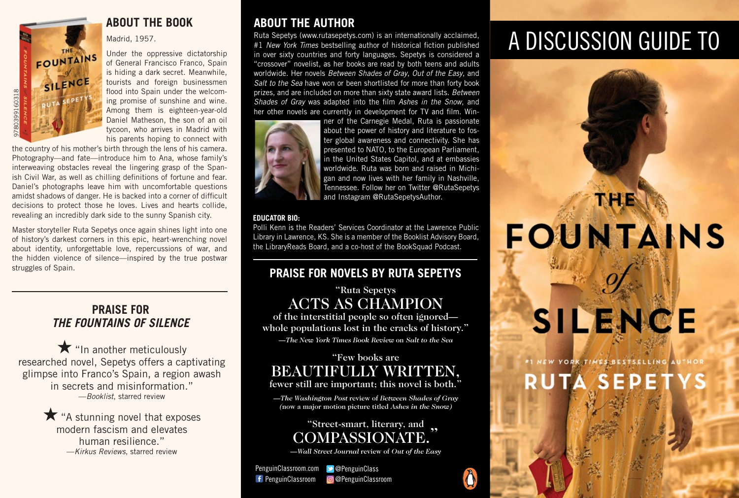# A DISCUSSION GUIDE TO

# THE FOUNTAINS *of* SILENCE

#1 NEW YORK TIMES BESTSELLING AUTHOR

RUTA SEPETYS

## ABOUT THE BOOK

Madrid, 1957.

Under the oppressive dictatorship of General Francisco Franco, Spain is hiding a dark secret. Meanwhile, tourists and foreign businessmen flood into Spain under the welcoming promise of sunshine and wine. Among them is eighteen-year-old Daniel Matheson, the son of an oil tycoon, who arrives in Madrid with his parents hoping to connect with the country of his mother's birth through the lens of his camera. Photography—and fate—introduce him to Ana, whose family's interweaving obstacles reveal the lingering grasp of the Spanish Civil War, as well as chilling definitions of fortune and fear. Daniel's photographs leave him with uncomfortable questions amidst shadows of danger. He is backed into a corner of difficult decisions to protect those he loves. Lives and hearts collide, revealing an incredibly dark side to the sunny Spanish city.

Master storyteller Ruta Sepetys once again shines light into one of history's darkest corners in this epic, heart-wrenching novel about identity, unforgettable love, repercussions of war, and the hidden violence of silence—inspired by the true postwar struggles of Spain.

9780399160318

## PRAISE FOR *THE FOUNTAINS OF SILENCE*

★ "In another meticulously researched novel, Sepetys offers a captivating glimpse into Franco's Spain, a region awash in secrets and misinformation."
—*Booklist*, starred review

★ "A stunning novel that exposes modern fascism and elevates human resilience."
—*Kirkus Reviews*, starred review

## ABOUT THE AUTHOR

Ruta Sepetys (www.rutasepetys.com) is an internationally acclaimed, #1 *New York Times* bestselling author of historical fiction published in over sixty countries and forty languages. Sepetys is considered a "crossover" novelist, as her books are read by both teens and adults worldwide. Her novels *Between Shades of Gray*, *Out of the Easy*, and *Salt to the Sea* have won or been shortlisted for more than forty book prizes, and are included on more than sixty state award lists. *Between Shades of Gray* was adapted into the film *Ashes in the Snow*, and her other novels are currently in development for TV and film. Winner of the Carnegie Medal, Ruta is passionate about the power of history and literature to foster global awareness and connectivity. She has presented to NATO, to the European Parliament, in the United States Capitol, and at embassies worldwide. Ruta was born and raised in Michigan and now lives with her family in Nashville, Tennessee. Follow her on Twitter @RutaSepetys and Instagram @RutaSepetysAuthor.

**EDUCATOR BIO:**

Polli Kenn is the Readers' Services Coordinator at the Lawrence Public Library in Lawrence, KS. She is a member of the Booklist Advisory Board, the LibraryReads Board, and a co-host of the BookSquad Podcast.

## PRAISE FOR NOVELS BY RUTA SEPETYS

"Ruta Sepetys ACTS AS CHAMPION of the interstitial people so often ignored—whole populations lost in the cracks of history."
—*The New York Times Book Review* on *Salt to the Sea*

"Few books are BEAUTIFULLY WRITTEN, fewer still are important; this novel is both."
—*The Washington Post* review of *Between Shades of Gray* (now a major motion picture titled *Ashes in the Snow*)

"Street-smart, literary, and COMPASSIONATE."
—*Wall Street Journal* review of *Out of the Easy*

PenguinClassroom.com
@PenguinClass
PenguinClassroom
@PenguinClassroom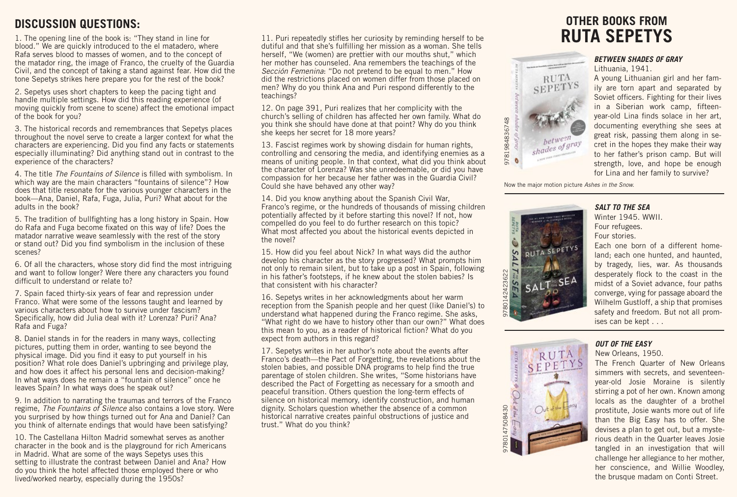## DISCUSSION QUESTIONS:

1. The opening line of the book is: "They stand in line for blood." We are quickly introduced to the el matadero, where Rafa serves blood to masses of women, and to the concept of the matador ring, the image of Franco, the cruelty of the Guardia Civil, and the concept of taking a stand against fear. How did the tone Sepetys strikes here prepare you for the rest of the book?

2. Sepetys uses short chapters to keep the pacing tight and handle multiple settings. How did this reading experience (of moving quickly from scene to scene) affect the emotional impact of the book for you?

3. The historical records and remembrances that Sepetys places throughout the novel serve to create a larger context for what the characters are experiencing. Did you find any facts or statements especially illuminating? Did anything stand out in contrast to the experience of the characters?

4. The title *The Fountains of Silence* is filled with symbolism. In which way are the main characters "fountains of silence"? How does that title resonate for the various younger characters in the book—Ana, Daniel, Rafa, Fuga, Julia, Puri? What about for the adults in the book?

5. The tradition of bullfighting has a long history in Spain. How do Rafa and Fuga become fixated on this way of life? Does the matador narrative weave seamlessly with the rest of the story or stand out? Did you find symbolism in the inclusion of these scenes?

6. Of all the characters, whose story did find the most intriguing and want to follow longer? Were there any characters you found difficult to understand or relate to?

7. Spain faced thirty-six years of fear and repression under Franco. What were some of the lessons taught and learned by various characters about how to survive under fascism? Specifically, how did Julia deal with it? Lorenza? Puri? Ana? Rafa and Fuga?

8. Daniel stands in for the readers in many ways, collecting pictures, putting them in order, wanting to see beyond the physical image. Did you find it easy to put yourself in his position? What role does Daniel's upbringing and privilege play, and how does it affect his personal lens and decision-making? In what ways does he remain a "fountain of silence" once he leaves Spain? In what ways does he speak out?

9. In addition to narrating the traumas and terrors of the Franco regime, *The Fountains of Silence* also contains a love story. Were you surprised by how things turned out for Ana and Daniel? Can you think of alternate endings that would have been satisfying?

10. The Castellana Hilton Madrid somewhat serves as another character in the book and is the playground for rich Americans in Madrid. What are some of the ways Sepetys uses this setting to illustrate the contrast between Daniel and Ana? How do you think the hotel affected those employed there or who lived/worked nearby, especially during the 1950s?

11. Puri repeatedly stifles her curiosity by reminding herself to be dutiful and that she's fulfilling her mission as a woman. She tells herself, "We (women) are prettier with our mouths shut," which her mother has counseled. Ana remembers the teachings of the *Sección Femenina*: "Do not pretend to be equal to men." How did the restrictions placed on women differ from those placed on men? Why do you think Ana and Puri respond differently to the teachings?

12. On page 391, Puri realizes that her complicity with the church's selling of children has affected her own family. What do you think she should have done at that point? Why do you think she keeps her secret for 18 more years?

13. Fascist regimes work by showing disdain for human rights, controlling and censoring the media, and identifying enemies as a means of uniting people. In that context, what did you think about the character of Lorenza? Was she unredeemable, or did you have compassion for her because her father was in the Guardia Civil? Could she have behaved any other way?

14. Did you know anything about the Spanish Civil War, Franco's regime, or the hundreds of thousands of missing children potentially affected by it before starting this novel? If not, how compelled do you feel to do further research on this topic? What most affected you about the historical events depicted in the novel?

15. How did you feel about Nick? In what ways did the author develop his character as the story progressed? What prompts him not only to remain silent, but to take up a post in Spain, following in his father's footsteps, if he knew about the stolen babies? Is that consistent with his character?

16. Sepetys writes in her acknowledgments about her warm reception from the Spanish people and her quest (like Daniel's) to understand what happened during the Franco regime. She asks, "What right do we have to history other than our own?" What does this mean to you, as a reader of historical fiction? What do you expect from authors in this regard?

17. Sepetys writes in her author's note about the events after Franco's death—the Pact of Forgetting, the revelations about the stolen babies, and possible DNA programs to help find the true parentage of stolen children. She writes, "Some historians have described the Pact of Forgetting as necessary for a smooth and peaceful transition. Others question the long-term effects of silence on historical memory, identify construction, and human dignity. Scholars question whether the absence of a common historical narrative creates painful obstructions of justice and trust." What do you think?

## OTHER BOOKS FROM RUTA SEPETYS

9781984836748

### *BETWEEN SHADES OF GRAY*

Lithuania, 1941.

A young Lithuanian girl and her family are torn apart and separated by Soviet officers. Fighting for their lives in a Siberian work camp, fifteen-year-old Lina finds solace in her art, documenting everything she sees at great risk, passing them along in secret in the hopes they make their way to her father's prison camp. But will strength, love, and hope be enough for Lina and her family to survive?

Now the major motion picture *Ashes in the Snow*.

9780142423622

### *SALT TO THE SEA*

Winter 1945. WWII.
Four refugees.
Four stories.

Each one born of a different homeland; each one hunted, and haunted, by tragedy, lies, war. As thousands desperately flock to the coast in the midst of a Soviet advance, four paths converge, vying for passage aboard the Wilhelm Gustloff, a ship that promises safety and freedom. But not all promises can be kept . . .

9780147508430

### *OUT OF THE EASY*

New Orleans, 1950.

The French Quarter of New Orleans simmers with secrets, and seventeen-year-old Josie Moraine is silently stirring a pot of her own. Known among locals as the daughter of a brothel prostitute, Josie wants more out of life than the Big Easy has to offer. She devises a plan to get out, but a mysterious death in the Quarter leaves Josie tangled in an investigation that will challenge her allegiance to her mother, her conscience, and Willie Woodley, the brusque madam on Conti Street.